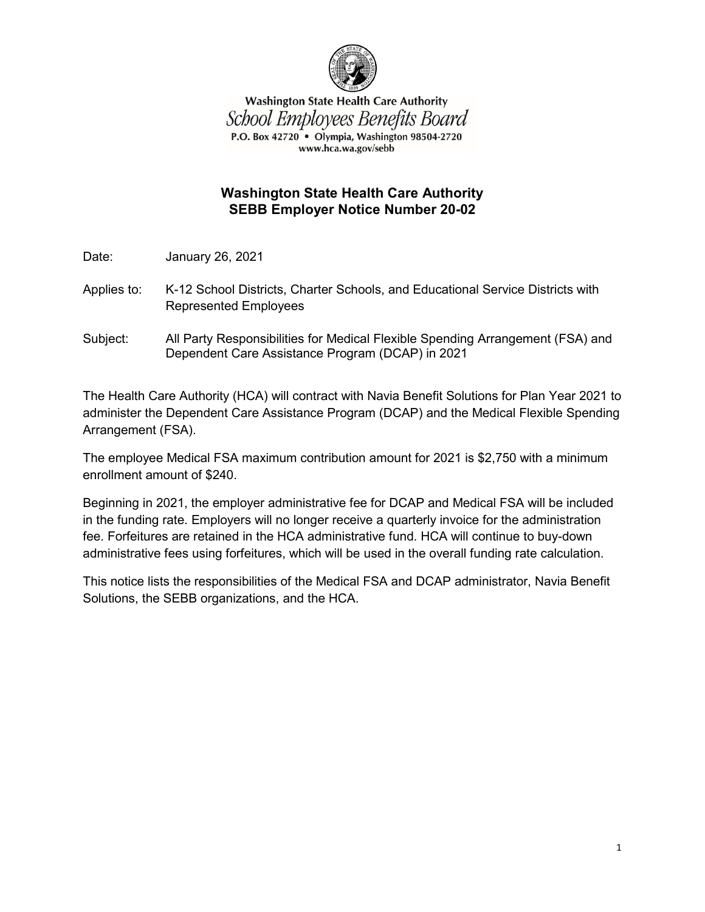Washington State Health Care Authority
*School Employees Benefits Board*
P.O. Box 42720 • Olympia, Washington 98504-2720
www.hca.wa.gov/sebb

## Washington State Health Care Authority
## SEBB Employer Notice Number 20-02

Date: January 26, 2021

Applies to: K-12 School Districts, Charter Schools, and Educational Service Districts with Represented Employees

Subject: All Party Responsibilities for Medical Flexible Spending Arrangement (FSA) and Dependent Care Assistance Program (DCAP) in 2021

The Health Care Authority (HCA) will contract with Navia Benefit Solutions for Plan Year 2021 to administer the Dependent Care Assistance Program (DCAP) and the Medical Flexible Spending Arrangement (FSA).

The employee Medical FSA maximum contribution amount for 2021 is $2,750 with a minimum enrollment amount of $240.

Beginning in 2021, the employer administrative fee for DCAP and Medical FSA will be included in the funding rate. Employers will no longer receive a quarterly invoice for the administration fee. Forfeitures are retained in the HCA administrative fund. HCA will continue to buy-down administrative fees using forfeitures, which will be used in the overall funding rate calculation.

This notice lists the responsibilities of the Medical FSA and DCAP administrator, Navia Benefit Solutions, the SEBB organizations, and the HCA.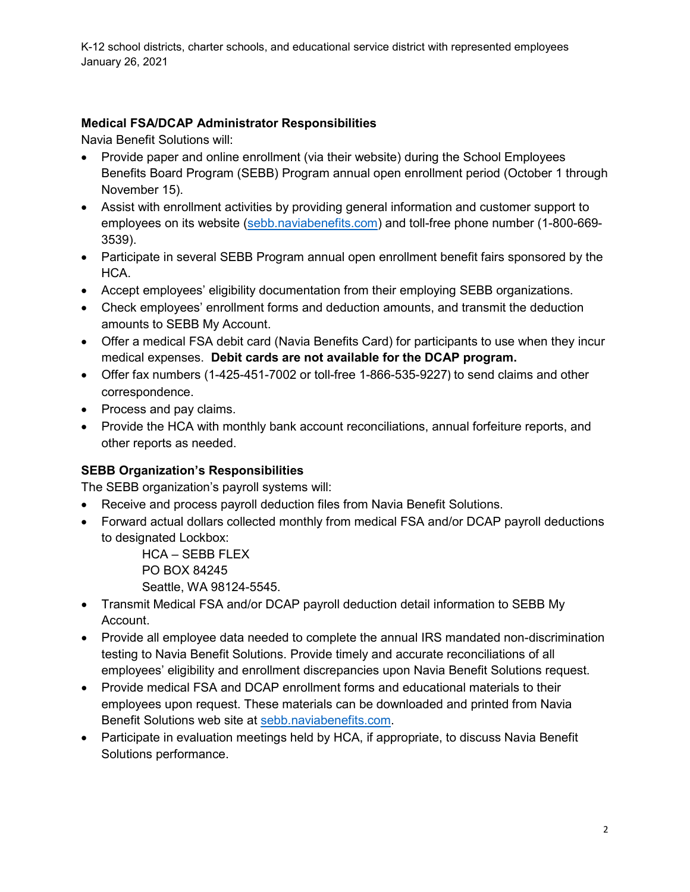### Medical FSA/DCAP Administrator Responsibilities

Navia Benefit Solutions will:

- Provide paper and online enrollment (via their website) during the School Employees Benefits Board Program (SEBB) Program annual open enrollment period (October 1 through November 15).
- Assist with enrollment activities by providing general information and customer support to employees on its website (sebb.naviabenefits.com) and toll-free phone number (1-800-669-3539).
- Participate in several SEBB Program annual open enrollment benefit fairs sponsored by the HCA.
- Accept employees' eligibility documentation from their employing SEBB organizations.
- Check employees' enrollment forms and deduction amounts, and transmit the deduction amounts to SEBB My Account.
- Offer a medical FSA debit card (Navia Benefits Card) for participants to use when they incur medical expenses. **Debit cards are not available for the DCAP program.**
- Offer fax numbers (1-425-451-7002 or toll-free 1-866-535-9227) to send claims and other correspondence.
- Process and pay claims.
- Provide the HCA with monthly bank account reconciliations, annual forfeiture reports, and other reports as needed.

### SEBB Organization's Responsibilities

The SEBB organization's payroll systems will:

- Receive and process payroll deduction files from Navia Benefit Solutions.
- Forward actual dollars collected monthly from medical FSA and/or DCAP payroll deductions to designated Lockbox:

  HCA – SEBB FLEX
  PO BOX 84245
  Seattle, WA 98124-5545.
- Transmit Medical FSA and/or DCAP payroll deduction detail information to SEBB My Account.
- Provide all employee data needed to complete the annual IRS mandated non-discrimination testing to Navia Benefit Solutions. Provide timely and accurate reconciliations of all employees' eligibility and enrollment discrepancies upon Navia Benefit Solutions request.
- Provide medical FSA and DCAP enrollment forms and educational materials to their employees upon request. These materials can be downloaded and printed from Navia Benefit Solutions web site at sebb.naviabenefits.com.
- Participate in evaluation meetings held by HCA, if appropriate, to discuss Navia Benefit Solutions performance.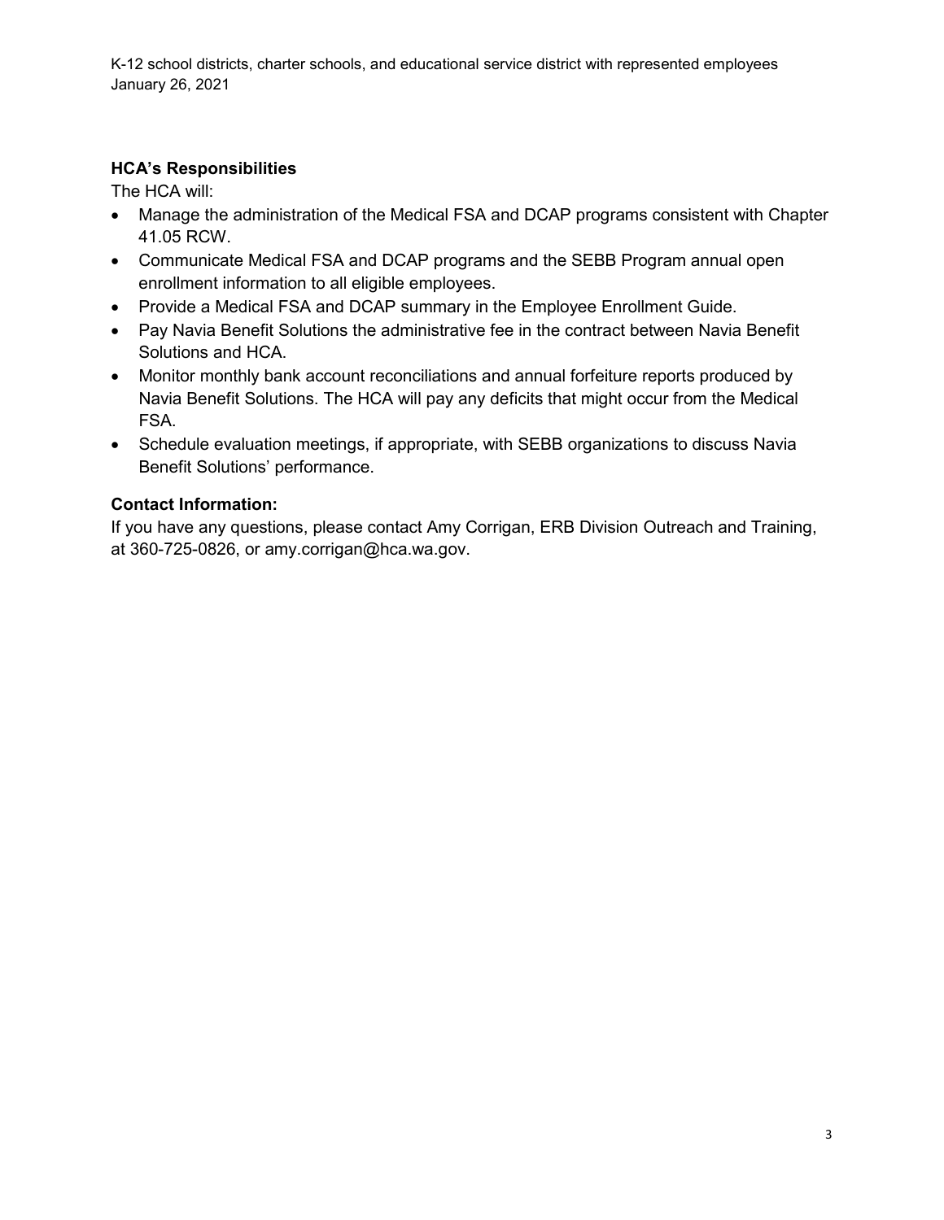**HCA's Responsibilities**

The HCA will:

- Manage the administration of the Medical FSA and DCAP programs consistent with Chapter 41.05 RCW.
- Communicate Medical FSA and DCAP programs and the SEBB Program annual open enrollment information to all eligible employees.
- Provide a Medical FSA and DCAP summary in the Employee Enrollment Guide.
- Pay Navia Benefit Solutions the administrative fee in the contract between Navia Benefit Solutions and HCA.
- Monitor monthly bank account reconciliations and annual forfeiture reports produced by Navia Benefit Solutions. The HCA will pay any deficits that might occur from the Medical FSA.
- Schedule evaluation meetings, if appropriate, with SEBB organizations to discuss Navia Benefit Solutions' performance.

**Contact Information:**

If you have any questions, please contact Amy Corrigan, ERB Division Outreach and Training, at 360-725-0826, or amy.corrigan@hca.wa.gov.